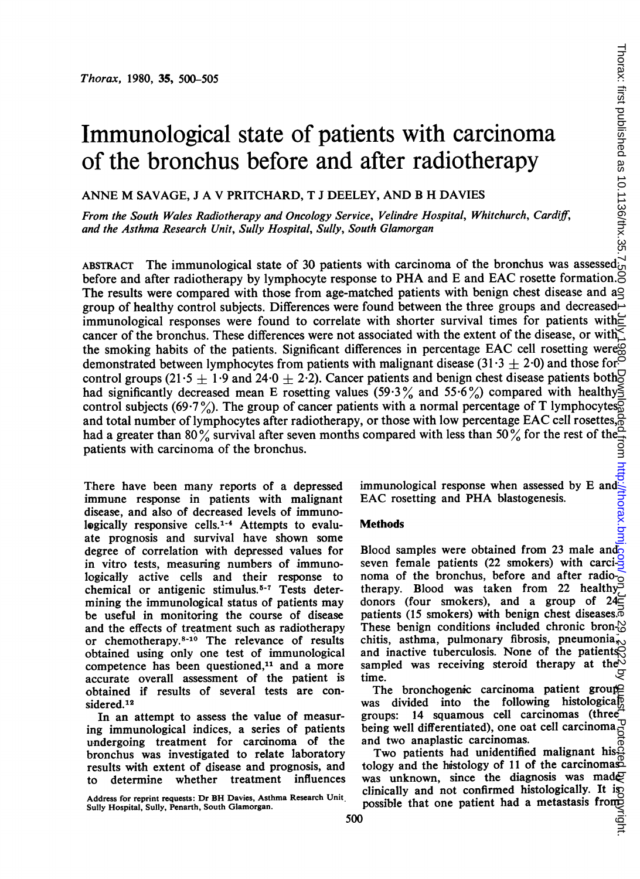# Immunological state of patients with carcinoma of the bronchus before and after radiotherapy

ANNE M SAVAGE, J A V PRITCHARD, T J DEELEY, AND B H DAVIES

*From the South Wales Radiotherapy and Oncology Service, Velindre Hospital, Whitchurch, Cardiff, and the Asthma Research Unit, Sully Hospital, Sully, South Glamorgan*

ABSTRACT The immunological state of 30 patients with carcinoma of the bronchus was assessed before and after radiotherapy by lymphocyte response to PHA and E and EAC rosette formation. The results were compared with those from age-matched patients with benign chest disease and a group of healthy control subjects. Differences were found between the three groups and decreased immunological responses were found to correlate with shorter survival times for patients with cancer of the bronchus. These differences were not associated with the extent of the disease, or with the smoking habits of the patients. Significant differences in percentage EAC cell rosetting were demonstrated between lymphocytes from patients with malignant disease ($31{\cdot}3 \pm 2{\cdot}0$) and those for control groups ($21{\cdot}5 \pm 1{\cdot}9$ and $24{\cdot}0 \pm 2{\cdot}2$). Cancer patients and benign chest disease patients both had significantly decreased mean E rosetting values (59·3% and 55·6%) compared with healthy control subjects (69·7%). The group of cancer patients with a normal percentage of T lymphocytes and total number of lymphocytes after radiotherapy, or those with low percentage EAC cell rosettes, had a greater than 80% survival after seven months compared with less than 50% for the rest of the patients with carcinoma of the bronchus.

There have been many reports of a depressed immune response in patients with malignant disease, and also of decreased levels of immunologically responsive cells.[1-4] Attempts to evaluate prognosis and survival have shown some degree of correlation with depressed values for in vitro tests, measuring numbers of immunologically active cells and their response to chemical or antigenic stimulus.[5-7] Tests determining the immunological status of patients may be useful in monitoring the course of disease and the effects of treatment such as radiotherapy or chemotherapy.[8-10] The relevance of results obtained using only one test of immunological competence has been questioned,[11] and a more accurate overall assessment of the patient is obtained if results of several tests are considered.[12]

In an attempt to assess the value of measuring immunological indices, a series of patients undergoing treatment for carcinoma of the bronchus was investigated to relate laboratory results with extent of disease and prognosis, and to determine whether treatment influences immunological response when assessed by E and EAC rosetting and PHA blastogenesis.

Address for reprint requests: Dr BH Davies, Asthma Research Unit, Sully Hospital, Sully, Penarth, South Glamorgan.

## Methods

Blood samples were obtained from 23 male and seven female patients (22 smokers) with carcinoma of the bronchus, before and after radiotherapy. Blood was taken from 22 healthy donors (four smokers), and a group of 24 patients (15 smokers) with benign chest diseases. These benign conditions included chronic bronchitis, asthma, pulmonary fibrosis, pneumonia, and inactive tuberculosis. None of the patients sampled was receiving steroid therapy at the time.

The bronchogenic carcinoma patient group was divided into the following histological groups: 14 squamous cell carcinomas (three being well differentiated), one oat cell carcinoma, and two anaplastic carcinomas.

Two patients had unidentified malignant histology and the histology of 11 of the carcinomas was unknown, since the diagnosis was made clinically and not confirmed histologically. It is possible that one patient had a metastasis from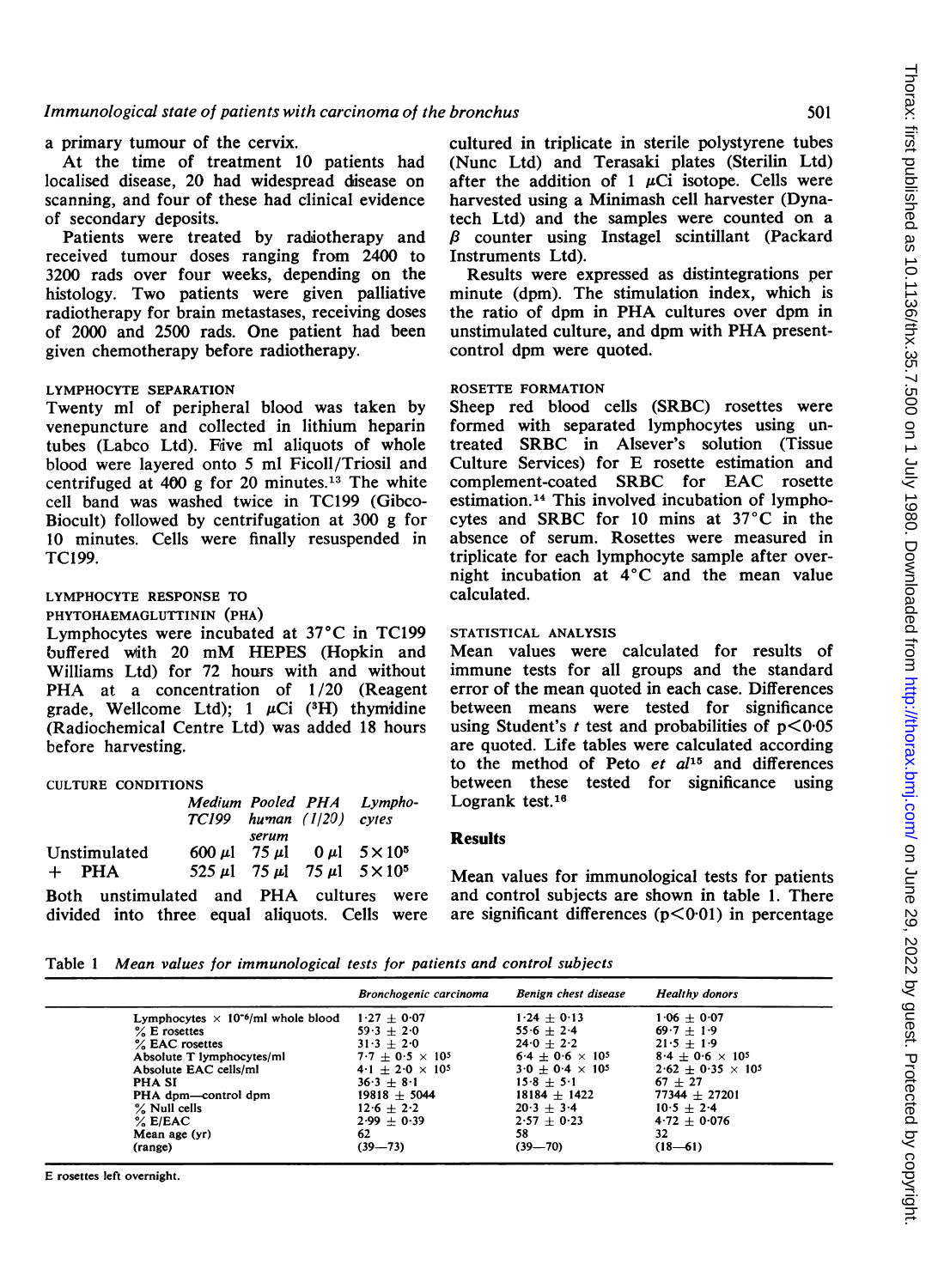a primary tumour of the cervix.

At the time of treatment 10 patients had localised disease, 20 had widespread disease on scanning, and four of these had clinical evidence of secondary deposits.

Patients were treated by radiotherapy and received tumour doses ranging from 2400 to 3200 rads over four weeks, depending on the histology. Two patients were given palliative radiotherapy for brain metastases, receiving doses of 2000 and 2500 rads. One patient had been given chemotherapy before radiotherapy.

### LYMPHOCYTE SEPARATION

Twenty ml of peripheral blood was taken by venepuncture and collected in lithium heparin tubes (Labco Ltd). Five ml aliquots of whole blood were layered onto 5 ml Ficoll/Triosil and centrifuged at 400 g for 20 minutes.[13] The white cell band was washed twice in TC199 (Gibco-Biocult) followed by centrifugation at 300 g for 10 minutes. Cells were finally resuspended in TC199.

### LYMPHOCYTE RESPONSE TO PHYTOHAEMAGLUTTININ (PHA)

Lymphocytes were incubated at 37°C in TC199 buffered with 20 mM HEPES (Hopkin and Williams Ltd) for 72 hours with and without PHA at a concentration of 1/20 (Reagent grade, Wellcome Ltd); 1 μCi ($^3$H) thymidine (Radiochemical Centre Ltd) was added 18 hours before harvesting.

### CULTURE CONDITIONS

| | *Medium TC199* | *Pooled human serum* | *PHA (1/20)* | *Lymphocytes* |
|---|---|---|---|---|
| Unstimulated | 600 μl | 75 μl | 0 μl | $5 \times 10^5$ |
| + PHA | 525 μl | 75 μl | 75 μl | $5 \times 10^5$ |

Both unstimulated and PHA cultures were divided into three equal aliquots. Cells were cultured in triplicate in sterile polystyrene tubes (Nunc Ltd) and Terasaki plates (Sterilin Ltd) after the addition of 1 μCi isotope. Cells were harvested using a Minimash cell harvester (Dynatech Ltd) and the samples were counted on a β counter using Instagel scintillant (Packard Instruments Ltd).

Results were expressed as distintegrations per minute (dpm). The stimulation index, which is the ratio of dpm in PHA cultures over dpm in unstimulated culture, and dpm with PHA present-control dpm were quoted.

### ROSETTE FORMATION

Sheep red blood cells (SRBC) rosettes were formed with separated lymphocytes using untreated SRBC in Alsever's solution (Tissue Culture Services) for E rosette estimation and complement-coated SRBC for EAC rosette estimation.[14] This involved incubation of lymphocytes and SRBC for 10 mins at 37°C in the absence of serum. Rosettes were measured in triplicate for each lymphocyte sample after overnight incubation at 4°C and the mean value calculated.

### STATISTICAL ANALYSIS

Mean values were calculated for results of immune tests for all groups and the standard error of the mean quoted in each case. Differences between means were tested for significance using Student's *t* test and probabilities of $p<0.05$ are quoted. Life tables were calculated according to the method of Peto *et al*[15] and differences between these tested for significance using Logrank test.[16]

## Results

Mean values for immunological tests for patients and control subjects are shown in table 1. There are significant differences ($p<0.01$) in percentage

Table 1 *Mean values for immunological tests for patients and control subjects*

| | *Bronchogenic carcinoma* | *Benign chest disease* | *Healthy donors* |
|---|---|---|---|
| Lymphocytes $\times 10^{-6}$/ml whole blood | 1·27 ± 0·07 | 1·24 ± 0·13 | 1·06 ± 0·07 |
| % E rosettes | 59·3 ± 2·0 | 55·6 ± 2·4 | 69·7 ± 1·9 |
| % EAC rosettes | 31·3 ± 2·0 | 24·0 ± 2·2 | 21·5 ± 1·9 |
| Absolute T lymphocytes/ml | 7·7 ± 0·5 × $10^5$ | 6·4 ± 0·6 × $10^5$ | 8·4 ± 0·6 × $10^5$ |
| Absolute EAC cells/ml | 4·1 ± 2·0 × $10^5$ | 3·0 ± 0·4 × $10^5$ | 2·62 ± 0·35 × $10^5$ |
| PHA SI | 36·3 ± 8·1 | 15·8 ± 5·1 | 67 ± 27 |
| PHA dpm—control dpm | 19818 ± 5044 | 18184 ± 1422 | 77344 ± 27201 |
| % Null cells | 12·6 ± 2·2 | 20·3 ± 3·4 | 10·5 ± 2·4 |
| % E/EAC | 2·99 ± 0·39 | 2·57 ± 0·23 | 4·72 ± 0·076 |
| Mean age (yr) | 62 | 58 | 32 |
| (range) | (39—73) | (39—70) | (18—61) |

E rosettes left overnight.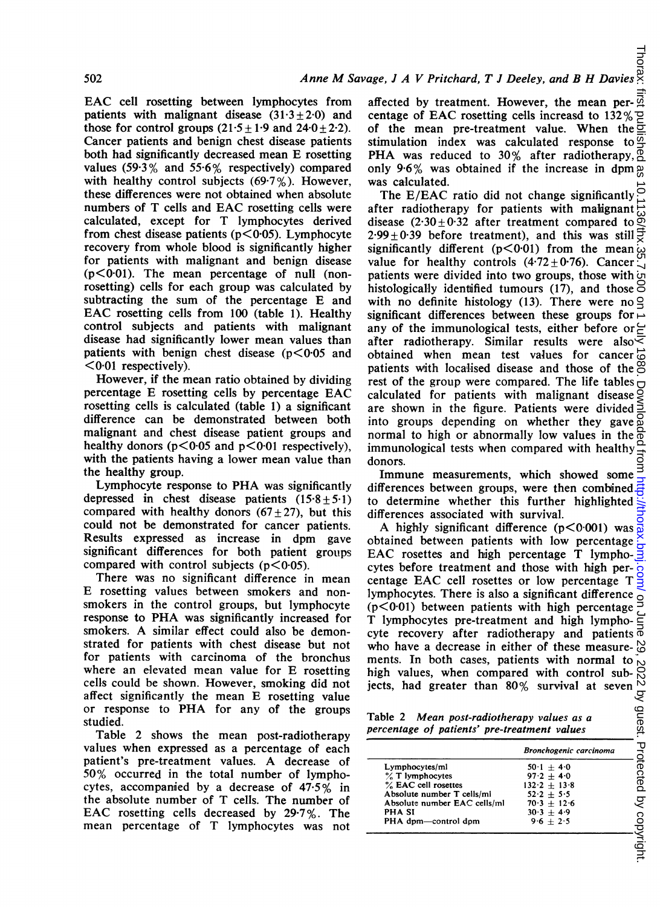EAC cell rosetting between lymphocytes from patients with malignant disease (31·3±2·0) and those for control groups (21·5±1·9 and 24·0±2·2). Cancer patients and benign chest disease patients both had significantly decreased mean E rosetting values (59·3% and 55·6% respectively) compared with healthy control subjects (69·7%). However, these differences were not obtained when absolute numbers of T cells and EAC rosetting cells were calculated, except for T lymphocytes derived from chest disease patients ($p<0·05$). Lymphocyte recovery from whole blood is significantly higher for patients with malignant and benign disease ($p<0·01$). The mean percentage of null (non-rosetting) cells for each group was calculated by subtracting the sum of the percentage E and EAC rosetting cells from 100 (table 1). Healthy control subjects and patients with malignant disease had significantly lower mean values than patients with benign chest disease ($p<0·05$ and $<0·01$ respectively).

However, if the mean ratio obtained by dividing percentage E rosetting cells by percentage EAC rosetting cells is calculated (table 1) a significant difference can be demonstrated between both malignant and chest disease patient groups and healthy donors ($p<0·05$ and $p<0·01$ respectively), with the patients having a lower mean value than the healthy group.

Lymphocyte response to PHA was significantly depressed in chest disease patients (15·8±5·1) compared with healthy donors (67±27), but this could not be demonstrated for cancer patients. Results expressed as increase in dpm gave significant differences for both patient groups compared with control subjects ($p<0·05$).

There was no significant difference in mean E rosetting values between smokers and non-smokers in the control groups, but lymphocyte response to PHA was significantly increased for smokers. A similar effect could also be demonstrated for patients with chest disease but not for patients with carcinoma of the bronchus where an elevated mean value for E rosetting cells could be shown. However, smoking did not affect significantly the mean E rosetting value or response to PHA for any of the groups studied.

Table 2 shows the mean post-radiotherapy values when expressed as a percentage of each patient's pre-treatment values. A decrease of 50% occurred in the total number of lymphocytes, accompanied by a decrease of 47·5% in the absolute number of T cells. The number of EAC rosetting cells decreased by 29·7%. The mean percentage of T lymphocytes was not affected by treatment. However, the mean percentage of EAC rosetting cells increasd to 132% of the mean pre-treatment value. When the stimulation index was calculated response to PHA was reduced to 30% after radiotherapy, only 9·6% was obtained if the increase in dpm was calculated.

The E/EAC ratio did not change significantly after radiotherapy for patients with malignant disease (2·30±0·32 after treatment compared to 2·99±0·39 before treatment), and this was still significantly different ($p<0·01$) from the mean value for healthy controls (4·72±0·76). Cancer patients were divided into two groups, those with histologically identified tumours (17), and those with no definite histology (13). There were no significant differences between these groups for any of the immunological tests, either before or after radiotherapy. Similar results were also obtained when mean test values for cancer patients with localised disease and those of the rest of the group were compared. The life tables calculated for patients with malignant disease are shown in the figure. Patients were divided into groups depending on whether they gave normal to high or abnormally low values in the immunological tests when compared with healthy donors.

Immune measurements, which showed some differences between groups, were then combined to determine whether this further highlighted differences associated with survival.

A highly significant difference ($p<0·001$) was obtained between patients with low percentage EAC rosettes and high percentage T lymphocytes before treatment and those with high percentage EAC cell rosettes or low percentage T lymphocytes. There is also a significant difference ($p<0·01$) between patients with high percentage T lymphocytes pre-treatment and high lymphocyte recovery after radiotherapy and patients who have a decrease in either of these measurements. In both cases, patients with normal to high values, when compared with control subjects, had greater than 80% survival at seven

Table 2 *Mean post-radiotherapy values as a percentage of patients' pre-treatment values*

| | *Bronchogenic carcinoma* |
|---|---|
| Lymphocytes/ml | 50·1 ± 4·0 |
| % T lymphocytes | 97·2 ± 4·0 |
| % EAC cell rosettes | 132·2 ± 13·8 |
| Absolute number T cells/ml | 52·2 ± 5·5 |
| Absolute number EAC cells/ml | 70·3 ± 12·6 |
| PHA SI | 30·3 ± 4·9 |
| PHA dpm—control dpm | 9·6 ± 2·5 |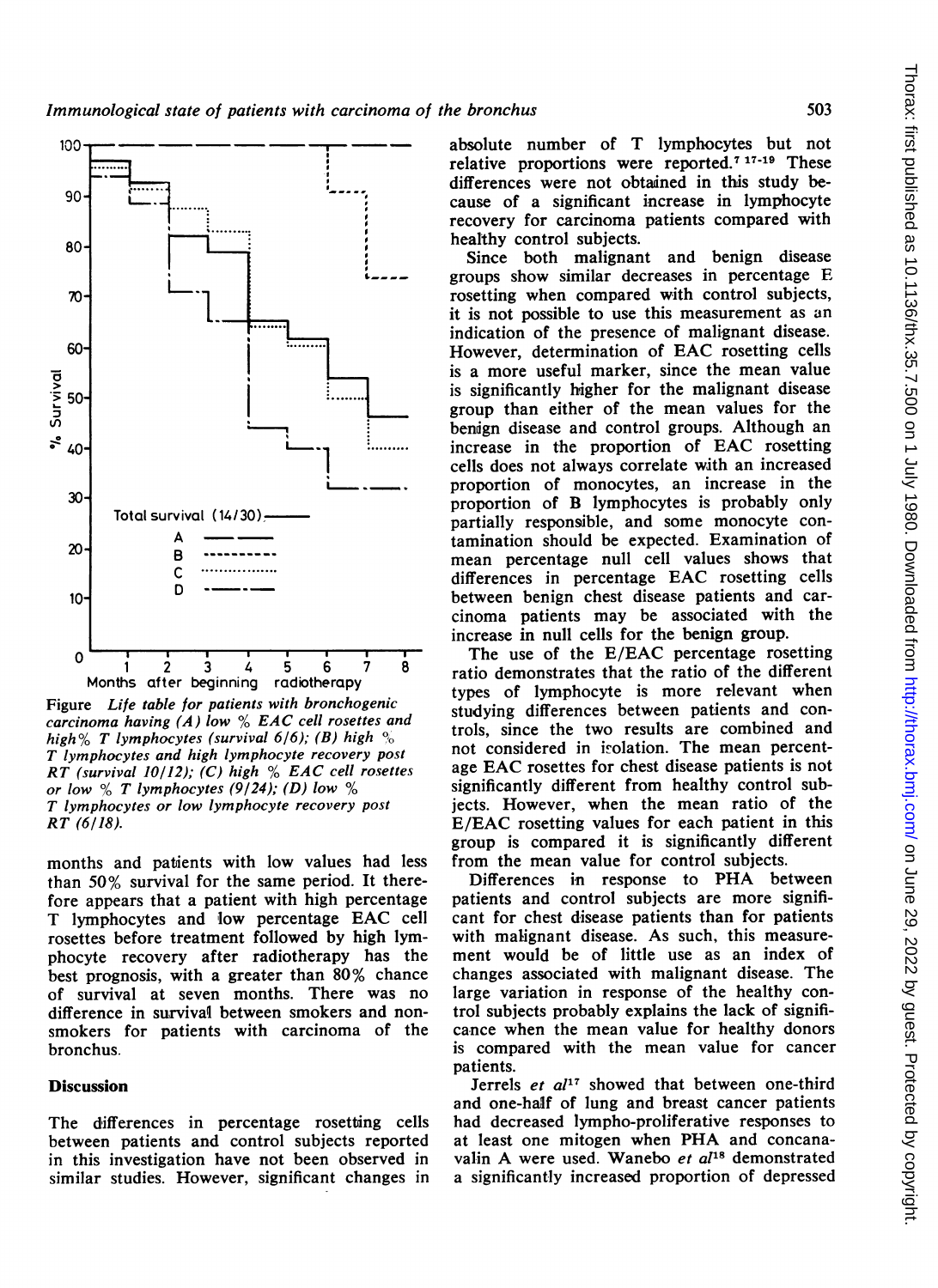Figure *Life table for patients with bronchogenic carcinoma having (A) low % EAC cell rosettes and high % T lymphocytes (survival 6/6); (B) high % T lymphocytes and high lymphocyte recovery post RT (survival 10/12); (C) high % EAC cell rosettes or low % T lymphocytes (9/24); (D) low % T lymphocytes or low lymphocyte recovery post RT (6/18).*

months and patients with low values had less than 50% survival for the same period. It therefore appears that a patient with high percentage T lymphocytes and low percentage EAC cell rosettes before treatment followed by high lymphocyte recovery after radiotherapy has the best prognosis, with a greater than 80% chance of survival at seven months. There was no difference in survival between smokers and non-smokers for patients with carcinoma of the bronchus.

## Discussion

The differences in percentage rosetting cells between patients and control subjects reported in this investigation have not been observed in similar studies. However, significant changes in absolute number of T lymphocytes but not relative proportions were reported.[7 17-19] These differences were not obtained in this study because of a significant increase in lymphocyte recovery for carcinoma patients compared with healthy control subjects.

Since both malignant and benign disease groups show similar decreases in percentage E rosetting when compared with control subjects, it is not possible to use this measurement as an indication of the presence of malignant disease. However, determination of EAC rosetting cells is a more useful marker, since the mean value is significantly higher for the malignant disease group than either of the mean values for the benign disease and control groups. Although an increase in the proportion of EAC rosetting cells does not always correlate with an increased proportion of monocytes, an increase in the proportion of B lymphocytes is probably only partially responsible, and some monocyte contamination should be expected. Examination of mean percentage null cell values shows that differences in percentage EAC rosetting cells between benign chest disease patients and carcinoma patients may be associated with the increase in null cells for the benign group.

The use of the E/EAC percentage rosetting ratio demonstrates that the ratio of the different types of lymphocyte is more relevant when studying differences between patients and controls, since the two results are combined and not considered in isolation. The mean percentage EAC rosettes for chest disease patients is not significantly different from healthy control subjects. However, when the mean ratio of the E/EAC rosetting values for each patient in this group is compared it is significantly different from the mean value for control subjects.

Differences in response to PHA between patients and control subjects are more significant for chest disease patients than for patients with malignant disease. As such, this measurement would be of little use as an index of changes associated with malignant disease. The large variation in response of the healthy control subjects probably explains the lack of significance when the mean value for healthy donors is compared with the mean value for cancer patients.

Jerrels *et al*[17] showed that between one-third and one-half of lung and breast cancer patients had decreased lympho-proliferative responses to at least one mitogen when PHA and concanavalin A were used. Wanebo *et al*[18] demonstrated a significantly increased proportion of depressed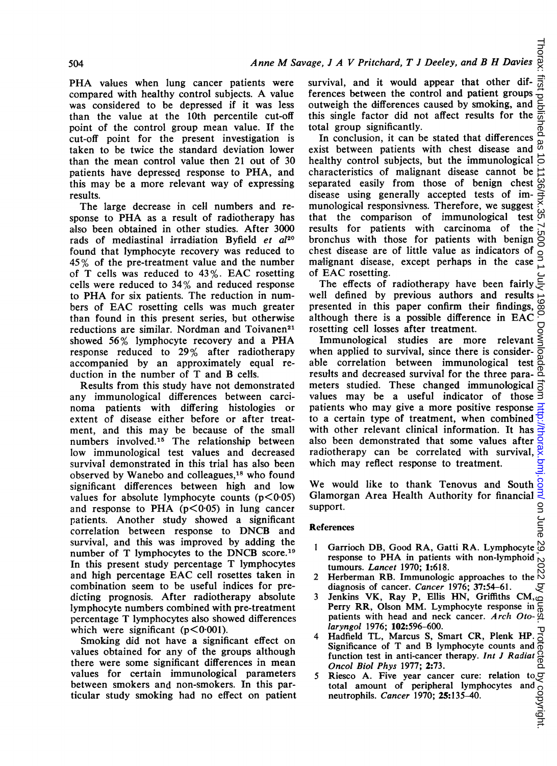PHA values when lung cancer patients were compared with healthy control subjects. A value was considered to be depressed if it was less than the value at the 10th percentile cut-off point of the control group mean value. If the cut-off point for the present investigation is taken to be twice the standard deviation lower than the mean control value then 21 out of 30 patients have depressed response to PHA, and this may be a more relevant way of expressing results.

The large decrease in cell numbers and response to PHA as a result of radiotherapy has also been obtained in other studies. After 3000 rads of mediastinal irradiation Byfield *et al*[20] found that lymphocyte recovery was reduced to 45% of the pre-treatment value and the number of T cells was reduced to 43%. EAC rosetting cells were reduced to 34% and reduced response to PHA for six patients. The reduction in numbers of EAC rosetting cells was much greater than found in this present series, but otherwise reductions are similar. Nordman and Toivanen[21] showed 56% lymphocyte recovery and a PHA response reduced to 29% after radiotherapy accompanied by an approximately equal reduction in the number of T and B cells.

Results from this study have not demonstrated any immunological differences between carcinoma patients with differing histologies or extent of disease either before or after treatment, and this may be because of the small numbers involved.[15] The relationship between low immunological test values and decreased survival demonstrated in this trial has also been observed by Wanebo and colleagues,[18] who found significant differences between high and low values for absolute lymphocyte counts ($p<0.05$) and response to PHA ($p<0.05$) in lung cancer patients. Another study showed a significant correlation between response to DNCB and survival, and this was improved by adding the number of T lymphocytes to the DNCB score.[19] In this present study percentage T lymphocytes and high percentage EAC cell rosettes taken in combination seem to be useful indices for predicting prognosis. After radiotherapy absolute lymphocyte numbers combined with pre-treatment percentage T lymphocytes also showed differences which were significant ($p<0.001$).

Smoking did not have a significant effect on values obtained for any of the groups although there were some significant differences in mean values for certain immunological parameters between smokers and non-smokers. In this particular study smoking had no effect on patient survival, and it would appear that other differences between the control and patient groups outweigh the differences caused by smoking, and this single factor did not affect results for the total group significantly.

In conclusion, it can be stated that differences exist between patients with chest disease and healthy control subjects, but the immunological characteristics of malignant disease cannot be separated easily from those of benign chest disease using generally accepted tests of immunological responsivness. Therefore, we suggest that the comparison of immunological test results for patients with carcinoma of the bronchus with those for patients with benign chest disease are of little value as indicators of malignant disease, except perhaps in the case of EAC rosetting.

The effects of radiotherapy have been fairly well defined by previous authors and results presented in this paper confirm their findings, although there is a possible difference in EAC rosetting cell losses after treatment.

Immunological studies are more relevant when applied to survival, since there is considerable correlation between immunological test results and decreased survival for the three parameters studied. These changed immunological values may be a useful indicator of those patients who may give a more positive response to a certain type of treatment, when combined with other relevant clinical information. It has also been demonstrated that some values after radiotherapy can be correlated with survival, which may reflect response to treatment.

We would like to thank Tenovus and South Glamorgan Area Health Authority for financial support.

## References

1. Garrioch DB, Good RA, Gatti RA. Lymphocyte response to PHA in patients with non-lymphoid tumours. *Lancet* 1970; **1**:618.
2. Herberman RB. Immunologic approaches to the diagnosis of cancer. *Cancer* 1976; **37**:54–61.
3. Jenkins VK, Ray P, Ellis HN, Griffiths CM, Perry RR, Olson MM. Lymphocyte response in patients with head and neck cancer. *Arch Otolaryngol* 1976; **102**:596–600.
4. Hadfield TL, Marcus S, Smart CR, Plenk HP. Significance of T and B lymphocyte counts and function test in anti-cancer therapy. *Int J Radiat Oncol Biol Phys* 1977; **2**:73.
5. Riesco A. Five year cancer cure: relation to total amount of peripheral lymphocytes and neutrophils. *Cancer* 1970; **25**:135–40.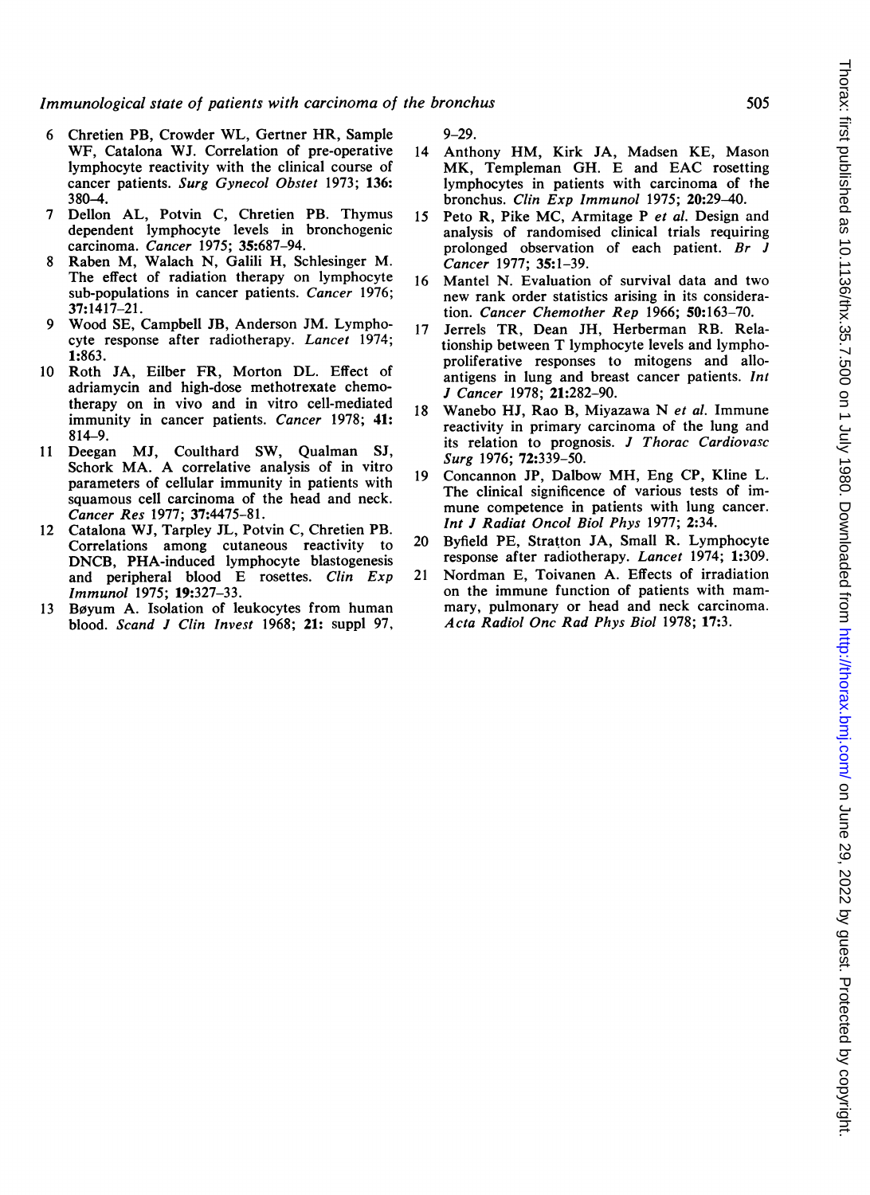6 Chretien PB, Crowder WL, Gertner HR, Sample WF, Catalona WJ. Correlation of pre-operative lymphocyte reactivity with the clinical course of cancer patients. *Surg Gynecol Obstet* 1973; **136:** 380–4.

7 Dellon AL, Potvin C, Chretien PB. Thymus dependent lymphocyte levels in bronchogenic carcinoma. *Cancer* 1975; **35:**687–94.

8 Raben M, Walach N, Galili H, Schlesinger M. The effect of radiation therapy on lymphocyte sub-populations in cancer patients. *Cancer* 1976; **37:**1417–21.

9 Wood SE, Campbell JB, Anderson JM. Lymphocyte response after radiotherapy. *Lancet* 1974; **1:**863.

10 Roth JA, Eilber FR, Morton DL. Effect of adriamycin and high-dose methotrexate chemotherapy on in vivo and in vitro cell-mediated immunity in cancer patients. *Cancer* 1978; **41:** 814–9.

11 Deegan MJ, Coulthard SW, Qualman SJ, Schork MA. A correlative analysis of in vitro parameters of cellular immunity in patients with squamous cell carcinoma of the head and neck. *Cancer Res* 1977; **37:**4475–81.

12 Catalona WJ, Tarpley JL, Potvin C, Chretien PB. Correlations among cutaneous reactivity to DNCB, PHA-induced lymphocyte blastogenesis and peripheral blood E rosettes. *Clin Exp Immunol* 1975; **19:**327–33.

13 Bøyum A. Isolation of leukocytes from human blood. *Scand J Clin Invest* 1968; **21:** suppl 97, 9–29.

14 Anthony HM, Kirk JA, Madsen KE, Mason MK, Templeman GH. E and EAC rosetting lymphocytes in patients with carcinoma of the bronchus. *Clin Exp Immunol* 1975; **20:**29–40.

15 Peto R, Pike MC, Armitage P *et al.* Design and analysis of randomised clinical trials requiring prolonged observation of each patient. *Br J Cancer* 1977; **35:**1–39.

16 Mantel N. Evaluation of survival data and two new rank order statistics arising in its consideration. *Cancer Chemother Rep* 1966; **50:**163–70.

17 Jerrels TR, Dean JH, Herberman RB. Relationship between T lymphocyte levels and lymphoproliferative responses to mitogens and alloantigens in lung and breast cancer patients. *Int J Cancer* 1978; **21:**282–90.

18 Wanebo HJ, Rao B, Miyazawa N *et al.* Immune reactivity in primary carcinoma of the lung and its relation to prognosis. *J Thorac Cardiovasc Surg* 1976; **72:**339–50.

19 Concannon JP, Dalbow MH, Eng CP, Kline L. The clinical significence of various tests of immune competence in patients with lung cancer. *Int J Radiat Oncol Biol Phys* 1977; **2:**34.

20 Byfield PE, Stratton JA, Small R. Lymphocyte response after radiotherapy. *Lancet* 1974; **1:**309.

21 Nordman E, Toivanen A. Effects of irradiation on the immune function of patients with mammary, pulmonary or head and neck carcinoma. *Acta Radiol Onc Rad Phys Biol* 1978; **17:**3.